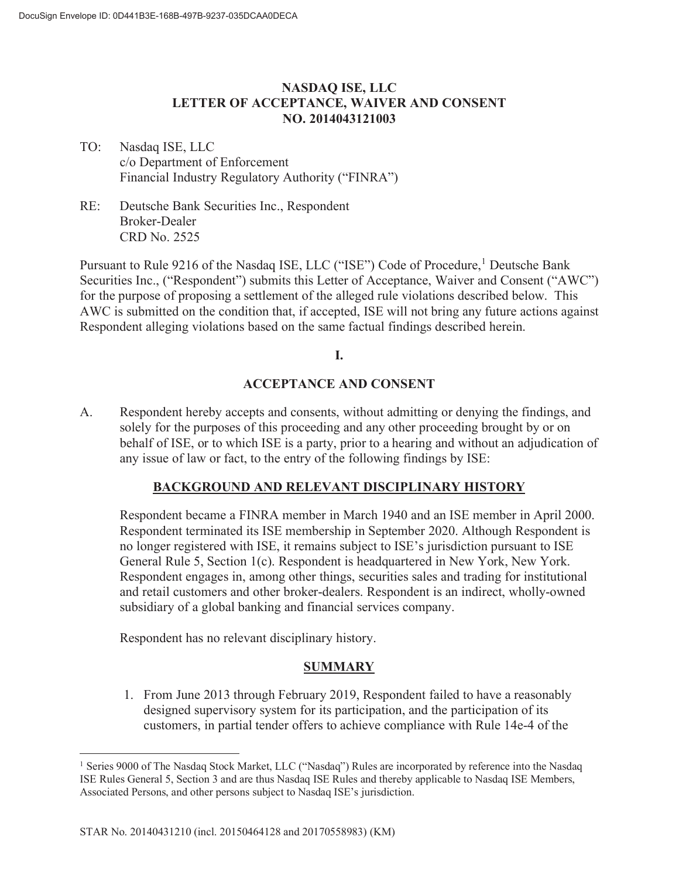# NASDAQ ISE, LLC
# LETTER OF ACCEPTANCE, WAIVER AND CONSENT
# NO. 2014043121003

TO: Nasdaq ISE, LLC
c/o Department of Enforcement
Financial Industry Regulatory Authority ("FINRA")

RE: Deutsche Bank Securities Inc., Respondent
Broker-Dealer
CRD No. 2525

Pursuant to Rule 9216 of the Nasdaq ISE, LLC ("ISE") Code of Procedure,[1] Deutsche Bank Securities Inc., ("Respondent") submits this Letter of Acceptance, Waiver and Consent ("AWC") for the purpose of proposing a settlement of the alleged rule violations described below. This AWC is submitted on the condition that, if accepted, ISE will not bring any future actions against Respondent alleging violations based on the same factual findings described herein.

## I.

## ACCEPTANCE AND CONSENT

A. Respondent hereby accepts and consents, without admitting or denying the findings, and solely for the purposes of this proceeding and any other proceeding brought by or on behalf of ISE, or to which ISE is a party, prior to a hearing and without an adjudication of any issue of law or fact, to the entry of the following findings by ISE:

### BACKGROUND AND RELEVANT DISCIPLINARY HISTORY

Respondent became a FINRA member in March 1940 and an ISE member in April 2000. Respondent terminated its ISE membership in September 2020. Although Respondent is no longer registered with ISE, it remains subject to ISE's jurisdiction pursuant to ISE General Rule 5, Section 1(c). Respondent is headquartered in New York, New York. Respondent engages in, among other things, securities sales and trading for institutional and retail customers and other broker-dealers. Respondent is an indirect, wholly-owned subsidiary of a global banking and financial services company.

Respondent has no relevant disciplinary history.

### SUMMARY

1. From June 2013 through February 2019, Respondent failed to have a reasonably designed supervisory system for its participation, and the participation of its customers, in partial tender offers to achieve compliance with Rule 14e-4 of the

[1] Series 9000 of The Nasdaq Stock Market, LLC ("Nasdaq") Rules are incorporated by reference into the Nasdaq ISE Rules General 5, Section 3 and are thus Nasdaq ISE Rules and thereby applicable to Nasdaq ISE Members, Associated Persons, and other persons subject to Nasdaq ISE's jurisdiction.

STAR No. 20140431210 (incl. 20150464128 and 20170558983) (KM)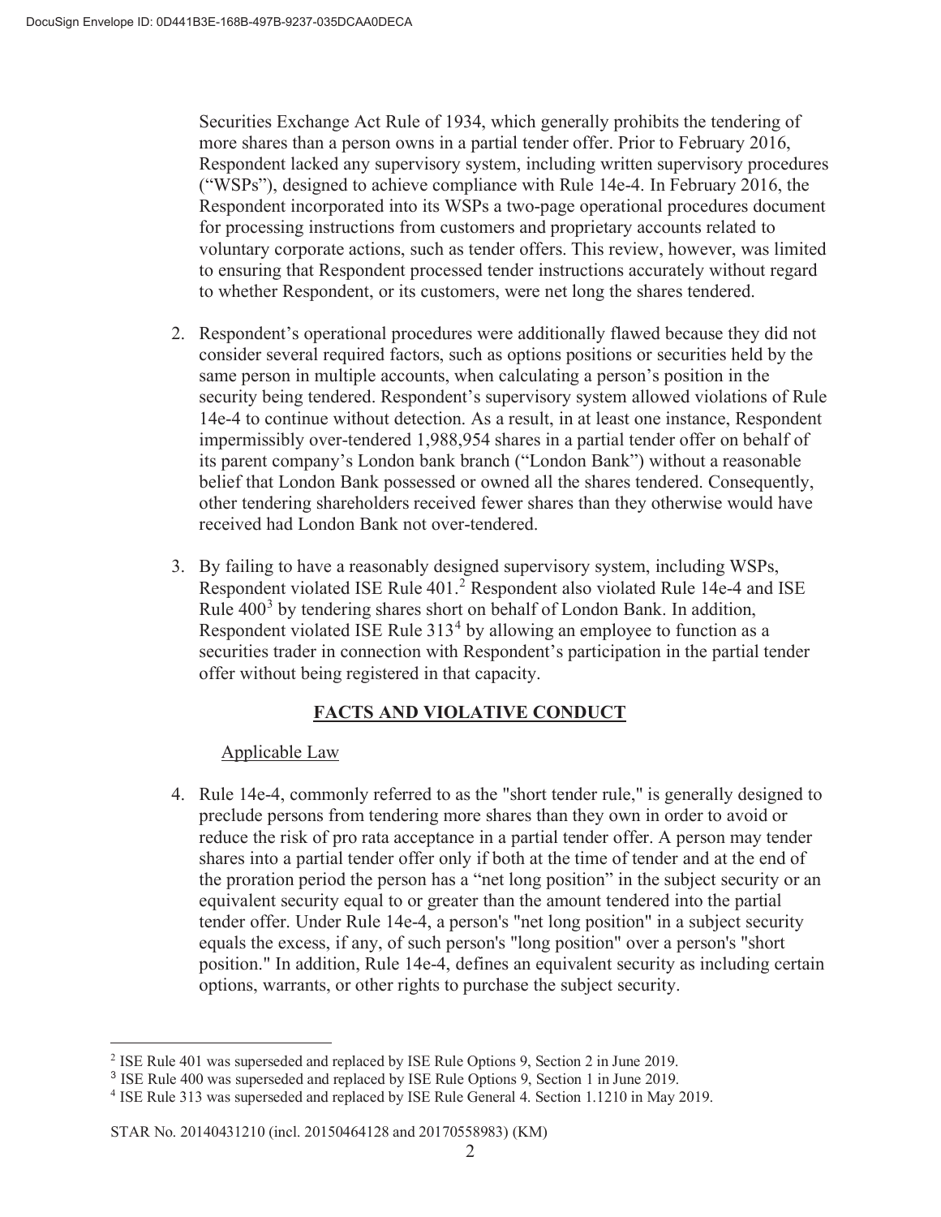Securities Exchange Act Rule of 1934, which generally prohibits the tendering of more shares than a person owns in a partial tender offer. Prior to February 2016, Respondent lacked any supervisory system, including written supervisory procedures ("WSPs"), designed to achieve compliance with Rule 14e-4. In February 2016, the Respondent incorporated into its WSPs a two-page operational procedures document for processing instructions from customers and proprietary accounts related to voluntary corporate actions, such as tender offers. This review, however, was limited to ensuring that Respondent processed tender instructions accurately without regard to whether Respondent, or its customers, were net long the shares tendered.

2. Respondent's operational procedures were additionally flawed because they did not consider several required factors, such as options positions or securities held by the same person in multiple accounts, when calculating a person's position in the security being tendered. Respondent's supervisory system allowed violations of Rule 14e-4 to continue without detection. As a result, in at least one instance, Respondent impermissibly over-tendered 1,988,954 shares in a partial tender offer on behalf of its parent company's London bank branch ("London Bank") without a reasonable belief that London Bank possessed or owned all the shares tendered. Consequently, other tendering shareholders received fewer shares than they otherwise would have received had London Bank not over-tendered.

3. By failing to have a reasonably designed supervisory system, including WSPs, Respondent violated ISE Rule 401.[2] Respondent also violated Rule 14e-4 and ISE Rule 400[3] by tendering shares short on behalf of London Bank. In addition, Respondent violated ISE Rule 313[4] by allowing an employee to function as a securities trader in connection with Respondent's participation in the partial tender offer without being registered in that capacity.

## FACTS AND VIOLATIVE CONDUCT

Applicable Law

4. Rule 14e-4, commonly referred to as the "short tender rule," is generally designed to preclude persons from tendering more shares than they own in order to avoid or reduce the risk of pro rata acceptance in a partial tender offer. A person may tender shares into a partial tender offer only if both at the time of tender and at the end of the proration period the person has a "net long position" in the subject security or an equivalent security equal to or greater than the amount tendered into the partial tender offer. Under Rule 14e-4, a person's "net long position" in a subject security equals the excess, if any, of such person's "long position" over a person's "short position." In addition, Rule 14e-4, defines an equivalent security as including certain options, warrants, or other rights to purchase the subject security.

---

[2] ISE Rule 401 was superseded and replaced by ISE Rule Options 9, Section 2 in June 2019.

[3] ISE Rule 400 was superseded and replaced by ISE Rule Options 9, Section 1 in June 2019.

[4] ISE Rule 313 was superseded and replaced by ISE Rule General 4. Section 1.1210 in May 2019.

STAR No. 20140431210 (incl. 20150464128 and 20170558983) (KM)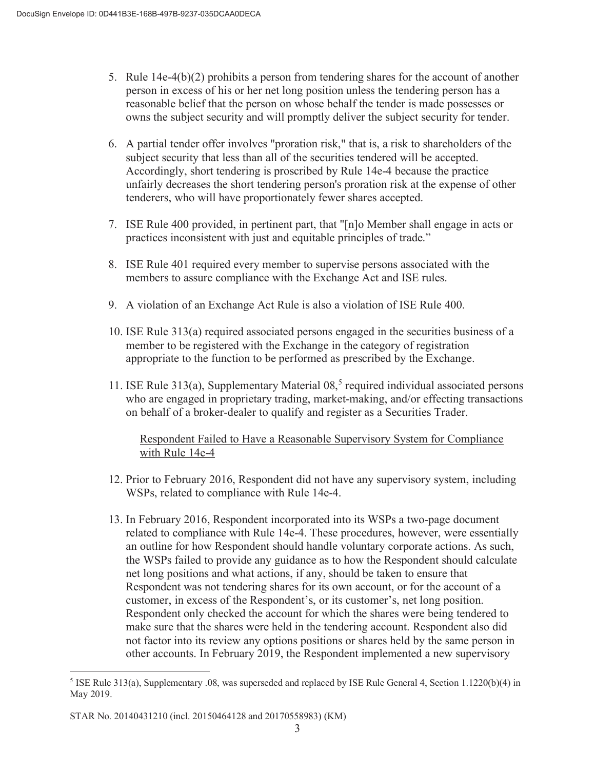5. Rule 14e-4(b)(2) prohibits a person from tendering shares for the account of another person in excess of his or her net long position unless the tendering person has a reasonable belief that the person on whose behalf the tender is made possesses or owns the subject security and will promptly deliver the subject security for tender.

6. A partial tender offer involves "proration risk," that is, a risk to shareholders of the subject security that less than all of the securities tendered will be accepted. Accordingly, short tendering is proscribed by Rule 14e-4 because the practice unfairly decreases the short tendering person's proration risk at the expense of other tenderers, who will have proportionately fewer shares accepted.

7. ISE Rule 400 provided, in pertinent part, that "[n]o Member shall engage in acts or practices inconsistent with just and equitable principles of trade."

8. ISE Rule 401 required every member to supervise persons associated with the members to assure compliance with the Exchange Act and ISE rules.

9. A violation of an Exchange Act Rule is also a violation of ISE Rule 400.

10. ISE Rule 313(a) required associated persons engaged in the securities business of a member to be registered with the Exchange in the category of registration appropriate to the function to be performed as prescribed by the Exchange.

11. ISE Rule 313(a), Supplementary Material 08,[5] required individual associated persons who are engaged in proprietary trading, market-making, and/or effecting transactions on behalf of a broker-dealer to qualify and register as a Securities Trader.

<u>Respondent Failed to Have a Reasonable Supervisory System for Compliance with Rule 14e-4</u>

12. Prior to February 2016, Respondent did not have any supervisory system, including WSPs, related to compliance with Rule 14e-4.

13. In February 2016, Respondent incorporated into its WSPs a two-page document related to compliance with Rule 14e-4. These procedures, however, were essentially an outline for how Respondent should handle voluntary corporate actions. As such, the WSPs failed to provide any guidance as to how the Respondent should calculate net long positions and what actions, if any, should be taken to ensure that Respondent was not tendering shares for its own account, or for the account of a customer, in excess of the Respondent's, or its customer's, net long position. Respondent only checked the account for which the shares were being tendered to make sure that the shares were held in the tendering account. Respondent also did not factor into its review any options positions or shares held by the same person in other accounts. In February 2019, the Respondent implemented a new supervisory

[5] ISE Rule 313(a), Supplementary .08, was superseded and replaced by ISE Rule General 4, Section 1.1220(b)(4) in May 2019.

STAR No. 20140431210 (incl. 20150464128 and 20170558983) (KM)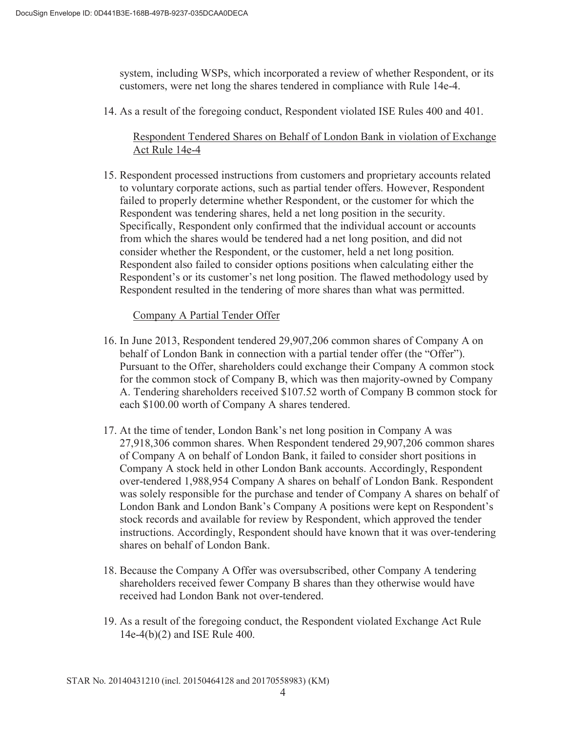system, including WSPs, which incorporated a review of whether Respondent, or its customers, were net long the shares tendered in compliance with Rule 14e-4.

14. As a result of the foregoing conduct, Respondent violated ISE Rules 400 and 401.

<u>Respondent Tendered Shares on Behalf of London Bank in violation of Exchange Act Rule 14e-4</u>

15. Respondent processed instructions from customers and proprietary accounts related to voluntary corporate actions, such as partial tender offers. However, Respondent failed to properly determine whether Respondent, or the customer for which the Respondent was tendering shares, held a net long position in the security. Specifically, Respondent only confirmed that the individual account or accounts from which the shares would be tendered had a net long position, and did not consider whether the Respondent, or the customer, held a net long position. Respondent also failed to consider options positions when calculating either the Respondent's or its customer's net long position. The flawed methodology used by Respondent resulted in the tendering of more shares than what was permitted.

<u>Company A Partial Tender Offer</u>

16. In June 2013, Respondent tendered 29,907,206 common shares of Company A on behalf of London Bank in connection with a partial tender offer (the "Offer"). Pursuant to the Offer, shareholders could exchange their Company A common stock for the common stock of Company B, which was then majority-owned by Company A. Tendering shareholders received \$107.52 worth of Company B common stock for each \$100.00 worth of Company A shares tendered.

17. At the time of tender, London Bank's net long position in Company A was 27,918,306 common shares. When Respondent tendered 29,907,206 common shares of Company A on behalf of London Bank, it failed to consider short positions in Company A stock held in other London Bank accounts. Accordingly, Respondent over-tendered 1,988,954 Company A shares on behalf of London Bank. Respondent was solely responsible for the purchase and tender of Company A shares on behalf of London Bank and London Bank's Company A positions were kept on Respondent's stock records and available for review by Respondent, which approved the tender instructions. Accordingly, Respondent should have known that it was over-tendering shares on behalf of London Bank.

18. Because the Company A Offer was oversubscribed, other Company A tendering shareholders received fewer Company B shares than they otherwise would have received had London Bank not over-tendered.

19. As a result of the foregoing conduct, the Respondent violated Exchange Act Rule 14e-4(b)(2) and ISE Rule 400.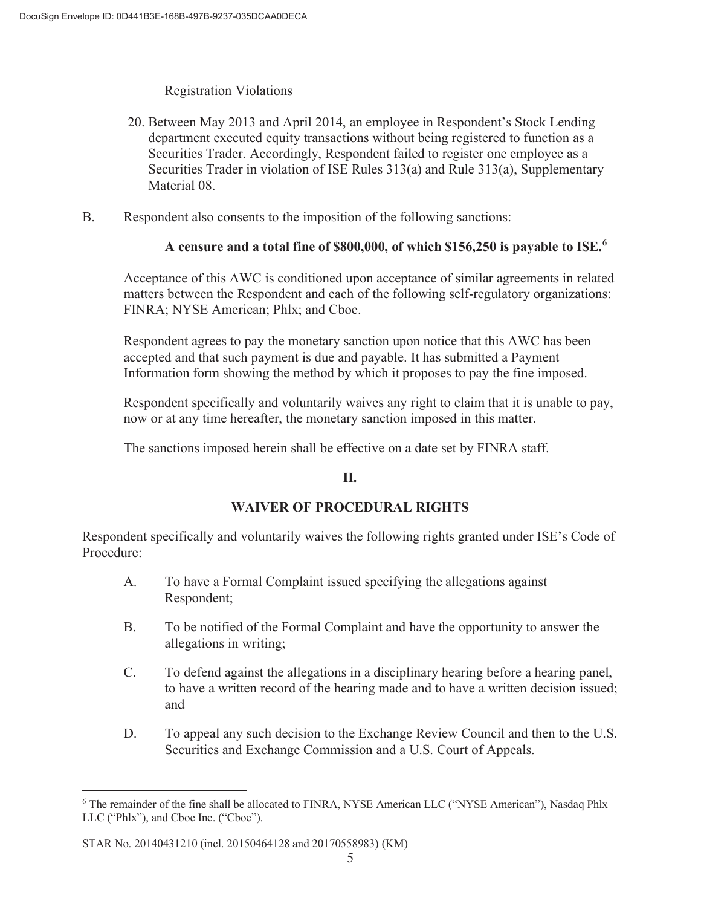Registration Violations

20. Between May 2013 and April 2014, an employee in Respondent's Stock Lending department executed equity transactions without being registered to function as a Securities Trader. Accordingly, Respondent failed to register one employee as a Securities Trader in violation of ISE Rules 313(a) and Rule 313(a), Supplementary Material 08.

B. Respondent also consents to the imposition of the following sanctions:

**A censure and a total fine of $800,000, of which $156,250 is payable to ISE.**[6]

Acceptance of this AWC is conditioned upon acceptance of similar agreements in related matters between the Respondent and each of the following self-regulatory organizations: FINRA; NYSE American; Phlx; and Cboe.

Respondent agrees to pay the monetary sanction upon notice that this AWC has been accepted and that such payment is due and payable. It has submitted a Payment Information form showing the method by which it proposes to pay the fine imposed.

Respondent specifically and voluntarily waives any right to claim that it is unable to pay, now or at any time hereafter, the monetary sanction imposed in this matter.

The sanctions imposed herein shall be effective on a date set by FINRA staff.

## II.

## WAIVER OF PROCEDURAL RIGHTS

Respondent specifically and voluntarily waives the following rights granted under ISE's Code of Procedure:

A. To have a Formal Complaint issued specifying the allegations against Respondent;

B. To be notified of the Formal Complaint and have the opportunity to answer the allegations in writing;

C. To defend against the allegations in a disciplinary hearing before a hearing panel, to have a written record of the hearing made and to have a written decision issued; and

D. To appeal any such decision to the Exchange Review Council and then to the U.S. Securities and Exchange Commission and a U.S. Court of Appeals.

[6] The remainder of the fine shall be allocated to FINRA, NYSE American LLC ("NYSE American"), Nasdaq Phlx LLC ("Phlx"), and Cboe Inc. ("Cboe").

STAR No. 20140431210 (incl. 20150464128 and 20170558983) (KM)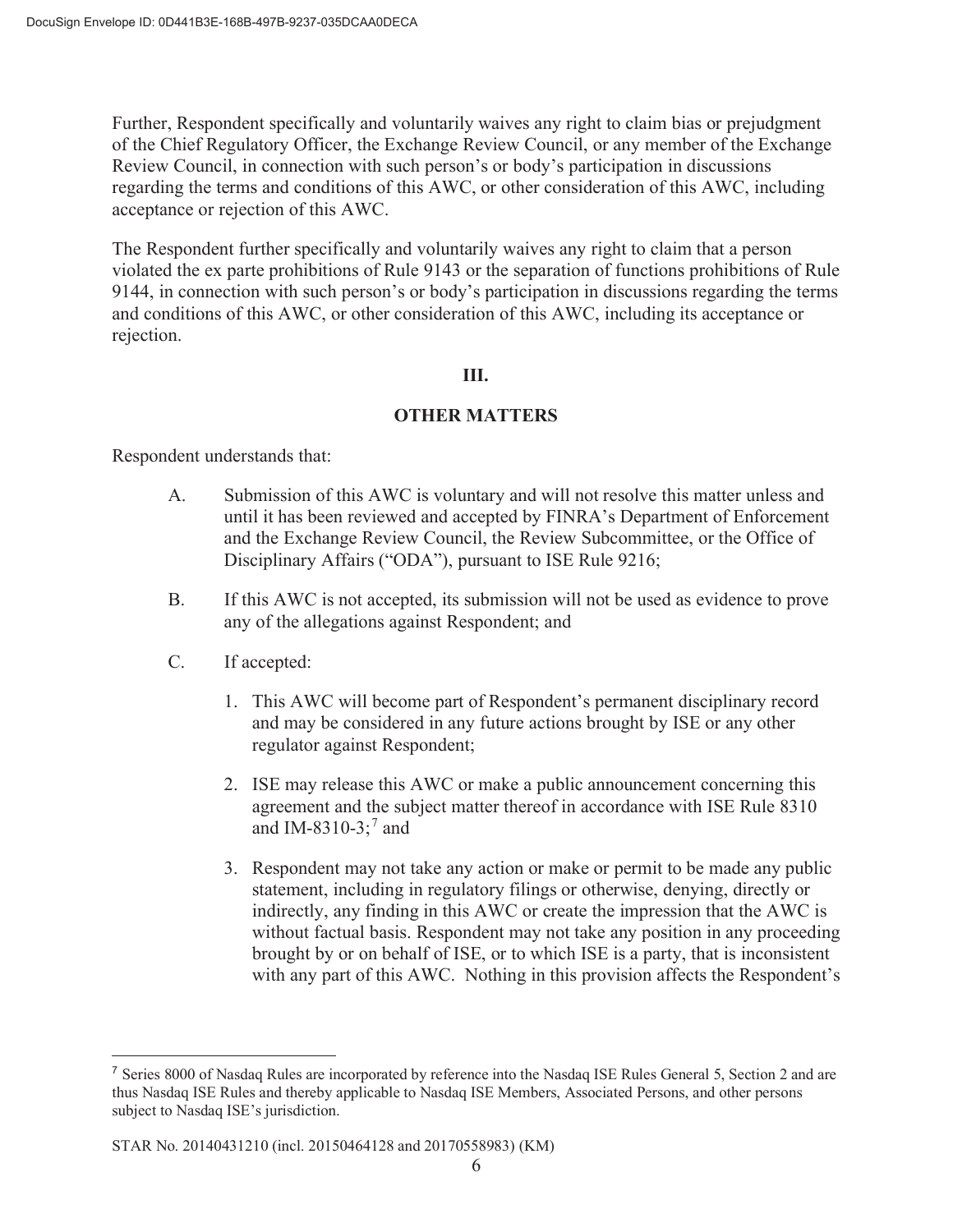Further, Respondent specifically and voluntarily waives any right to claim bias or prejudgment of the Chief Regulatory Officer, the Exchange Review Council, or any member of the Exchange Review Council, in connection with such person's or body's participation in discussions regarding the terms and conditions of this AWC, or other consideration of this AWC, including acceptance or rejection of this AWC.

The Respondent further specifically and voluntarily waives any right to claim that a person violated the ex parte prohibitions of Rule 9143 or the separation of functions prohibitions of Rule 9144, in connection with such person's or body's participation in discussions regarding the terms and conditions of this AWC, or other consideration of this AWC, including its acceptance or rejection.

## III.

## OTHER MATTERS

Respondent understands that:

A. Submission of this AWC is voluntary and will not resolve this matter unless and until it has been reviewed and accepted by FINRA's Department of Enforcement and the Exchange Review Council, the Review Subcommittee, or the Office of Disciplinary Affairs ("ODA"), pursuant to ISE Rule 9216;

B. If this AWC is not accepted, its submission will not be used as evidence to prove any of the allegations against Respondent; and

C. If accepted:

1. This AWC will become part of Respondent's permanent disciplinary record and may be considered in any future actions brought by ISE or any other regulator against Respondent;

2. ISE may release this AWC or make a public announcement concerning this agreement and the subject matter thereof in accordance with ISE Rule 8310 and IM-8310-3;[7] and

3. Respondent may not take any action or make or permit to be made any public statement, including in regulatory filings or otherwise, denying, directly or indirectly, any finding in this AWC or create the impression that the AWC is without factual basis. Respondent may not take any position in any proceeding brought by or on behalf of ISE, or to which ISE is a party, that is inconsistent with any part of this AWC. Nothing in this provision affects the Respondent's

[7] Series 8000 of Nasdaq Rules are incorporated by reference into the Nasdaq ISE Rules General 5, Section 2 and are thus Nasdaq ISE Rules and thereby applicable to Nasdaq ISE Members, Associated Persons, and other persons subject to Nasdaq ISE's jurisdiction.

STAR No. 20140431210 (incl. 20150464128 and 20170558983) (KM)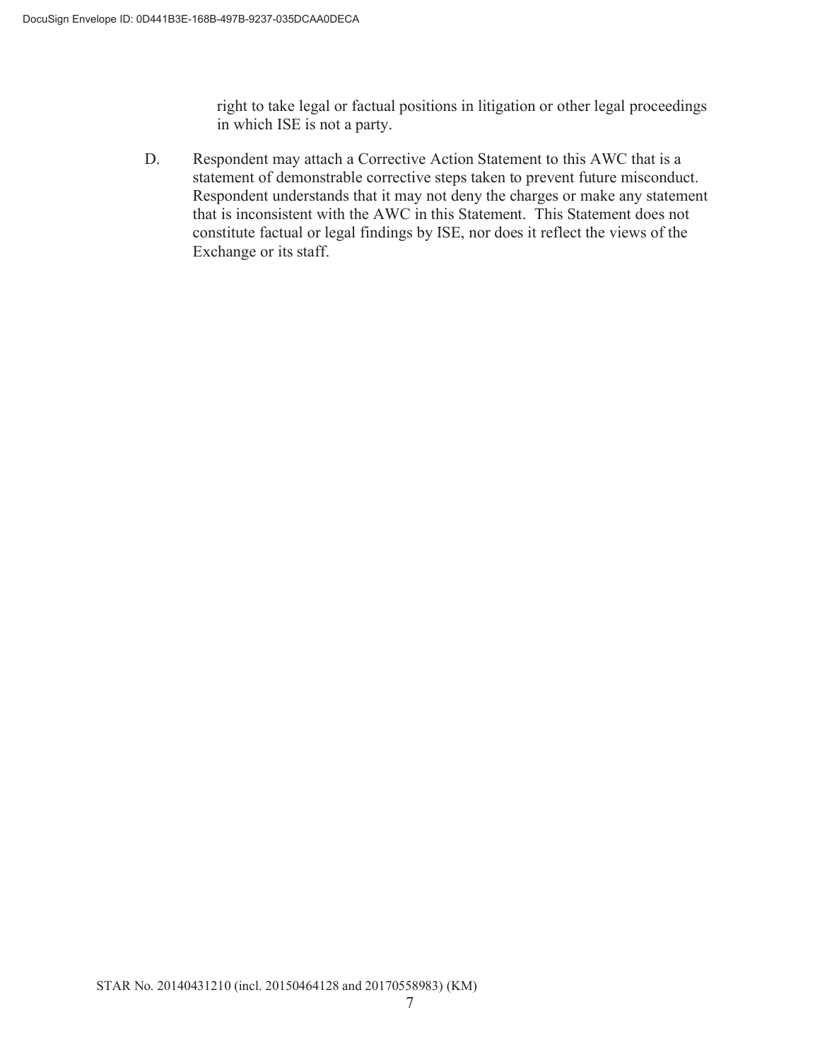right to take legal or factual positions in litigation or other legal proceedings in which ISE is not a party.

D. Respondent may attach a Corrective Action Statement to this AWC that is a statement of demonstrable corrective steps taken to prevent future misconduct. Respondent understands that it may not deny the charges or make any statement that is inconsistent with the AWC in this Statement. This Statement does not constitute factual or legal findings by ISE, nor does it reflect the views of the Exchange or its staff.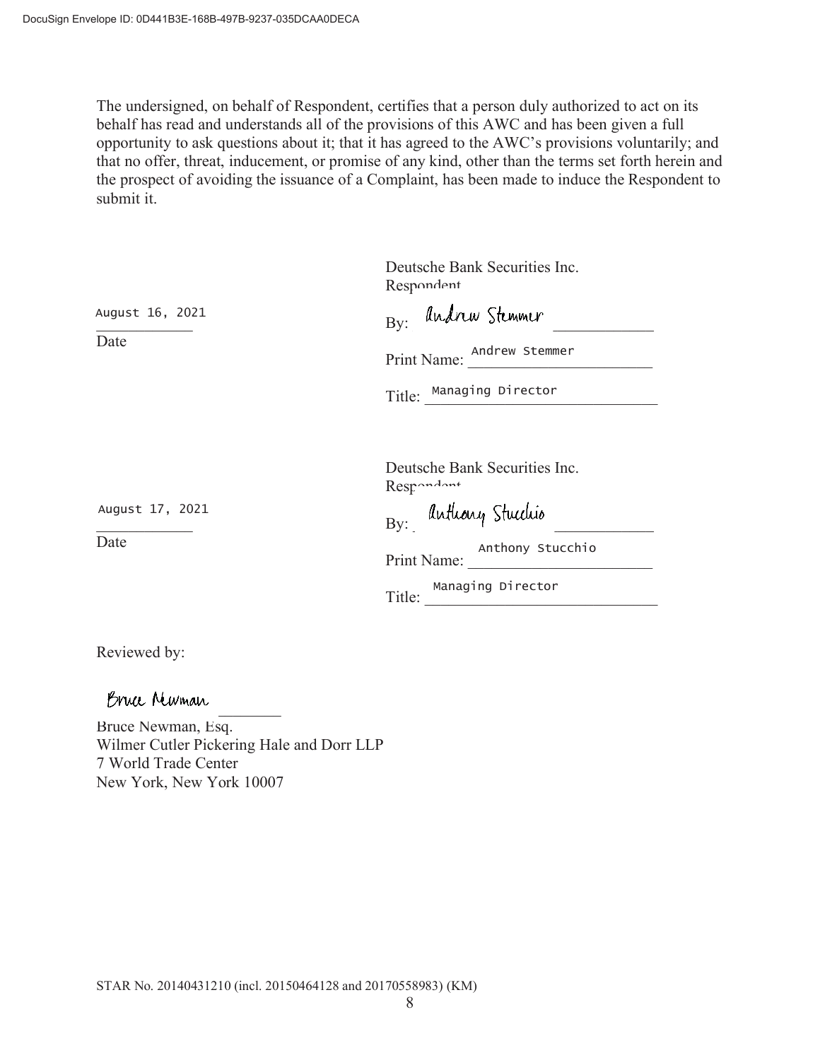The undersigned, on behalf of Respondent, certifies that a person duly authorized to act on its behalf has read and understands all of the provisions of this AWC and has been given a full opportunity to ask questions about it; that it has agreed to the AWC's provisions voluntarily; and that no offer, threat, inducement, or promise of any kind, other than the terms set forth herein and the prospect of avoiding the issuance of a Complaint, has been made to induce the Respondent to submit it.

Deutsche Bank Securities Inc.
Respondent

August 16, 2021
Date

By: Andrew Stemmer

Print Name: Andrew Stemmer

Title: Managing Director

Deutsche Bank Securities Inc.
Respondent

August 17, 2021
Date

By: Anthony Stucchio

Print Name: Anthony Stucchio

Title: Managing Director

Reviewed by:

Bruce Newman

Bruce Newman, Esq.
Wilmer Cutler Pickering Hale and Dorr LLP
7 World Trade Center
New York, New York 10007

STAR No. 20140431210 (incl. 20150464128 and 20170558983) (KM)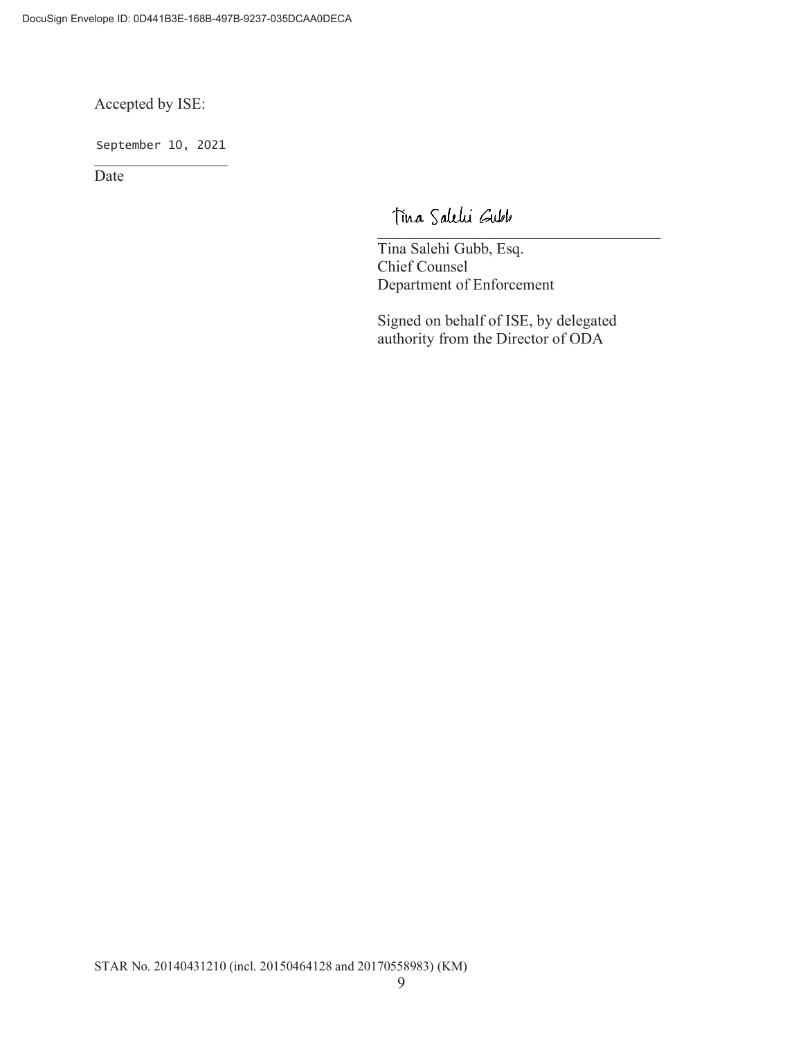Accepted by ISE:

September 10, 2021

Date

Tina Salehi Gubb

Tina Salehi Gubb, Esq.
Chief Counsel
Department of Enforcement

Signed on behalf of ISE, by delegated authority from the Director of ODA

STAR No. 20140431210 (incl. 20150464128 and 20170558983) (KM)